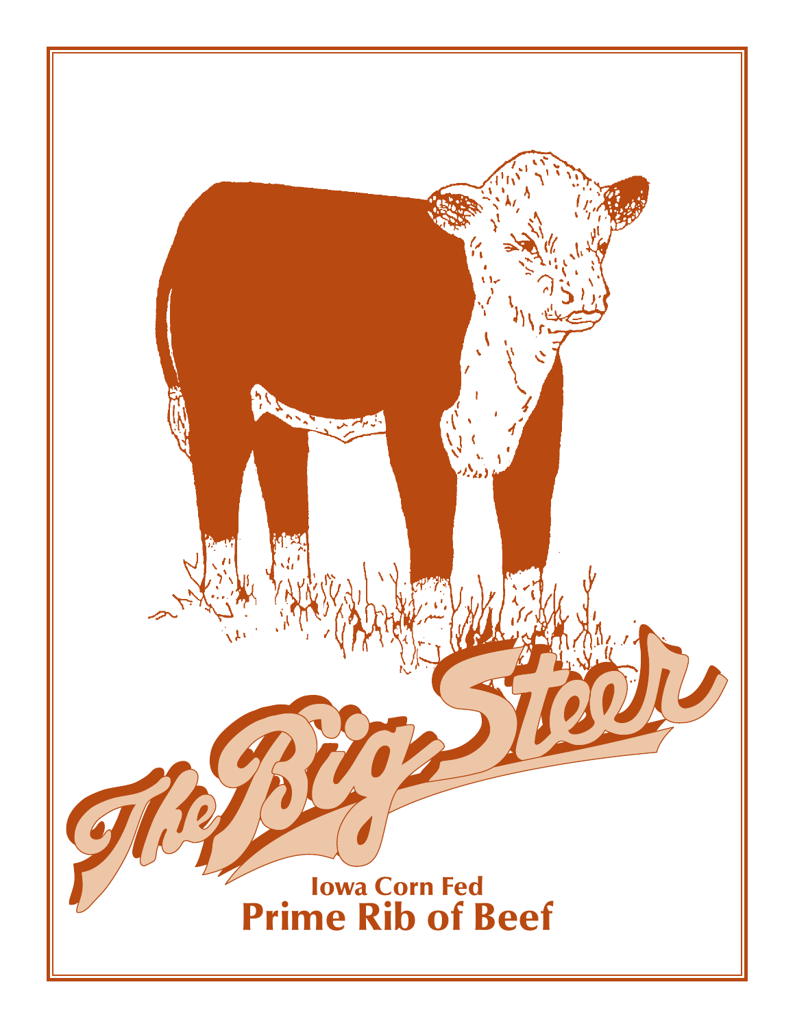# The Big Steer

Iowa Corn Fed

**Prime Rib of Beef**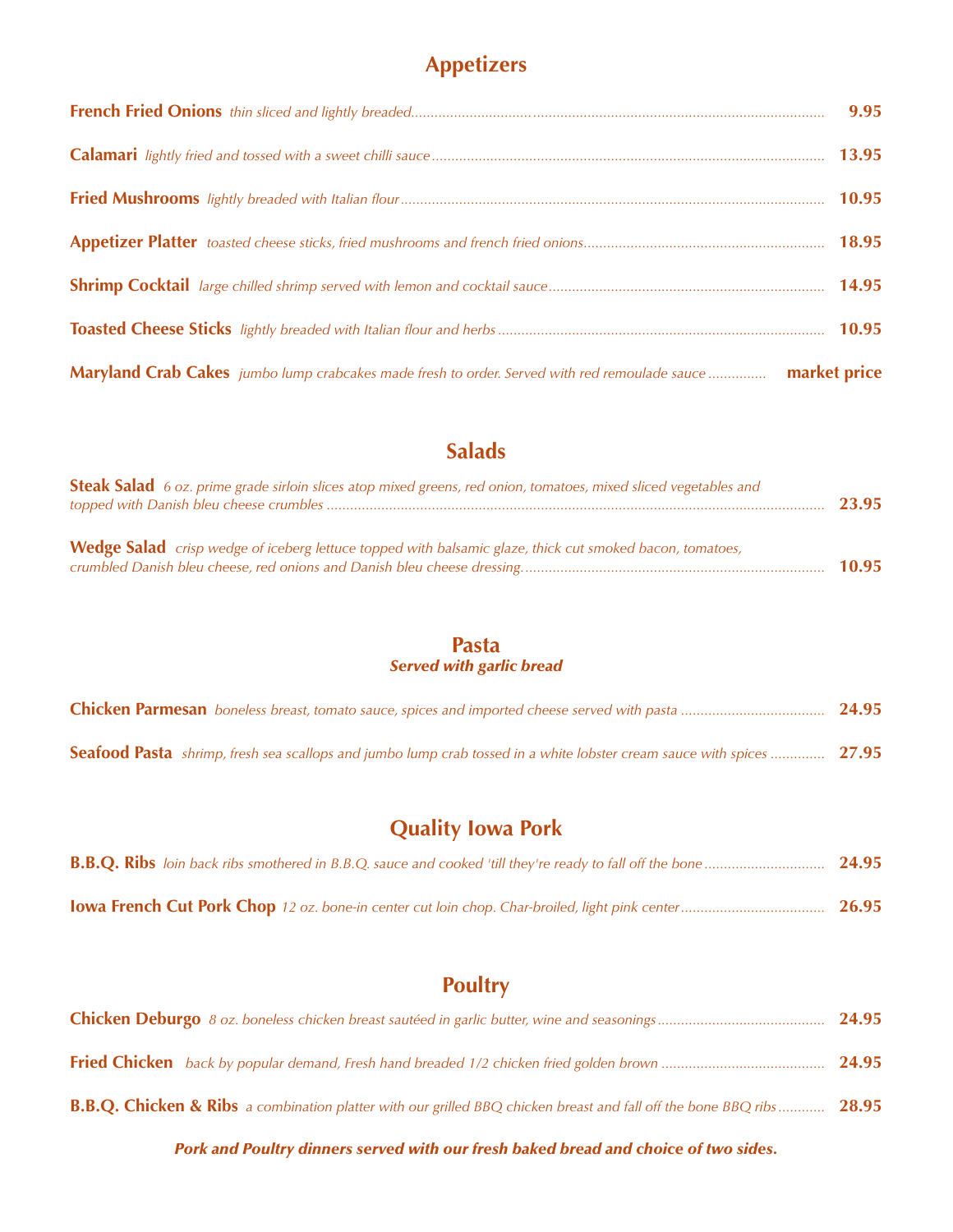## Appetizers

**French Fried Onions** *thin sliced and lightly breaded* ..... **9.95**

**Calamari** *lightly fried and tossed with a sweet chilli sauce* ..... **13.95**

**Fried Mushrooms** *lightly breaded with Italian flour* ..... **10.95**

**Appetizer Platter** *toasted cheese sticks, fried mushrooms and french fried onions* ..... **18.95**

**Shrimp Cocktail** *large chilled shrimp served with lemon and cocktail sauce* ..... **14.95**

**Toasted Cheese Sticks** *lightly breaded with Italian flour and herbs* ..... **10.95**

**Maryland Crab Cakes** *jumbo lump crabcakes made fresh to order. Served with red remoulade sauce* ..... **market price**

## Salads

**Steak Salad** *6 oz. prime grade sirloin slices atop mixed greens, red onion, tomatoes, mixed sliced vegetables and topped with Danish bleu cheese crumbles* ..... **23.95**

**Wedge Salad** *crisp wedge of iceberg lettuce topped with balsamic glaze, thick cut smoked bacon, tomatoes, crumbled Danish bleu cheese, red onions and Danish bleu cheese dressing.* ..... **10.95**

## Pasta

***Served with garlic bread***

**Chicken Parmesan** *boneless breast, tomato sauce, spices and imported cheese served with pasta* ..... **24.95**

**Seafood Pasta** *shrimp, fresh sea scallops and jumbo lump crab tossed in a white lobster cream sauce with spices* ..... **27.95**

## Quality Iowa Pork

**B.B.Q. Ribs** *loin back ribs smothered in B.B.Q. sauce and cooked 'till they're ready to fall off the bone* ..... **24.95**

**Iowa French Cut Pork Chop** *12 oz. bone-in center cut loin chop. Char-broiled, light pink center* ..... **26.95**

## Poultry

**Chicken Deburgo** *8 oz. boneless chicken breast sautéed in garlic butter, wine and seasonings* ..... **24.95**

**Fried Chicken** *back by popular demand, Fresh hand breaded 1/2 chicken fried golden brown* ..... **24.95**

**B.B.Q. Chicken & Ribs** *a combination platter with our grilled BBQ chicken breast and fall off the bone BBQ ribs* ..... **28.95**

***Pork and Poultry dinners served with our fresh baked bread and choice of two sides.***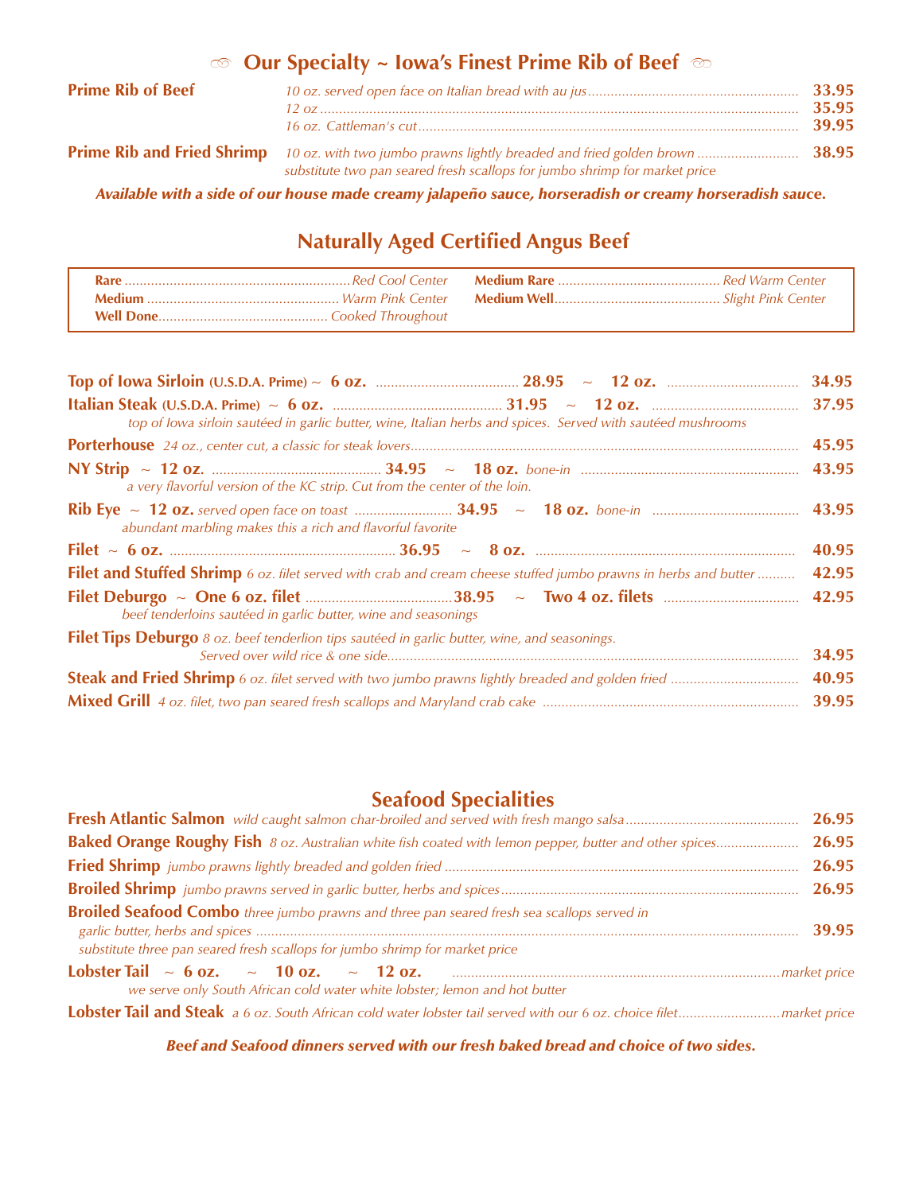## Our Specialty ~ Iowa's Finest Prime Rib of Beef

**Prime Rib of Beef**
*10 oz. served open face on Italian bread with au jus* ........ **33.95**
*12 oz* ........ **35.95**
*16 oz. Cattleman's cut* ........ **39.95**

**Prime Rib and Fried Shrimp** *10 oz. with two jumbo prawns lightly breaded and fried golden brown* ........ **38.95**
*substitute two pan seared fresh scallops for jumbo shrimp for market price*

***Available with a side of our house made creamy jalapeño sauce, horseradish or creamy horseradish sauce.***

## Naturally Aged Certified Angus Beef

| | | | |
|---|---|---|---|
| **Rare** | *Red Cool Center* | **Medium Rare** | *Red Warm Center* |
| **Medium** | *Warm Pink Center* | **Medium Well** | *Slight Pink Center* |
| **Well Done** | *Cooked Throughout* | | |

**Top of Iowa Sirloin** (U.S.D.A. Prime) ~ **6 oz.** ........ **28.95** ~ **12 oz.** ........ **34.95**

**Italian Steak** (U.S.D.A. Prime) ~ **6 oz.** ........ **31.95** ~ **12 oz.** ........ **37.95**
*top of Iowa sirloin sautéed in garlic butter, wine, Italian herbs and spices. Served with sautéed mushrooms*

**Porterhouse** *24 oz., center cut, a classic for steak lovers* ........ **45.95**

**NY Strip** ~ **12 oz.** ........ **34.95** ~ **18 oz.** *bone-in* ........ **43.95**
*a very flavorful version of the KC strip. Cut from the center of the loin.*

**Rib Eye** ~ **12 oz.** *served open face on toast* ........ **34.95** ~ **18 oz.** *bone-in* ........ **43.95**
*abundant marbling makes this a rich and flavorful favorite*

**Filet** ~ **6 oz.** ........ **36.95** ~ **8 oz.** ........ **40.95**

**Filet and Stuffed Shrimp** *6 oz. filet served with crab and cream cheese stuffed jumbo prawns in herbs and butter* ........ **42.95**

**Filet Deburgo** ~ **One 6 oz. filet** ........ **38.95** ~ **Two 4 oz. filets** ........ **42.95**
*beef tenderloins sautéed in garlic butter, wine and seasonings*

**Filet Tips Deburgo** *8 oz. beef tenderlion tips sautéed in garlic butter, wine, and seasonings.*
*Served over wild rice & one side* ........ **34.95**

**Steak and Fried Shrimp** *6 oz. filet served with two jumbo prawns lightly breaded and golden fried* ........ **40.95**

**Mixed Grill** *4 oz. filet, two pan seared fresh scallops and Maryland crab cake* ........ **39.95**

## Seafood Specialities

**Fresh Atlantic Salmon** *wild caught salmon char-broiled and served with fresh mango salsa* ........ **26.95**

**Baked Orange Roughy Fish** *8 oz. Australian white fish coated with lemon pepper, butter and other spices* ........ **26.95**

**Fried Shrimp** *jumbo prawns lightly breaded and golden fried* ........ **26.95**

**Broiled Shrimp** *jumbo prawns served in garlic butter, herbs and spices* ........ **26.95**

**Broiled Seafood Combo** *three jumbo prawns and three pan seared fresh sea scallops served in garlic butter, herbs and spices* ........ **39.95**
*substitute three pan seared fresh scallops for jumbo shrimp for market price*

**Lobster Tail** ~ **6 oz.** ~ **10 oz.** ~ **12 oz.** ........ *market price*
*we serve only South African cold water white lobster; lemon and hot butter*

**Lobster Tail and Steak** *a 6 oz. South African cold water lobster tail served with our 6 oz. choice filet* ........ *market price*

***Beef and Seafood dinners served with our fresh baked bread and choice of two sides.***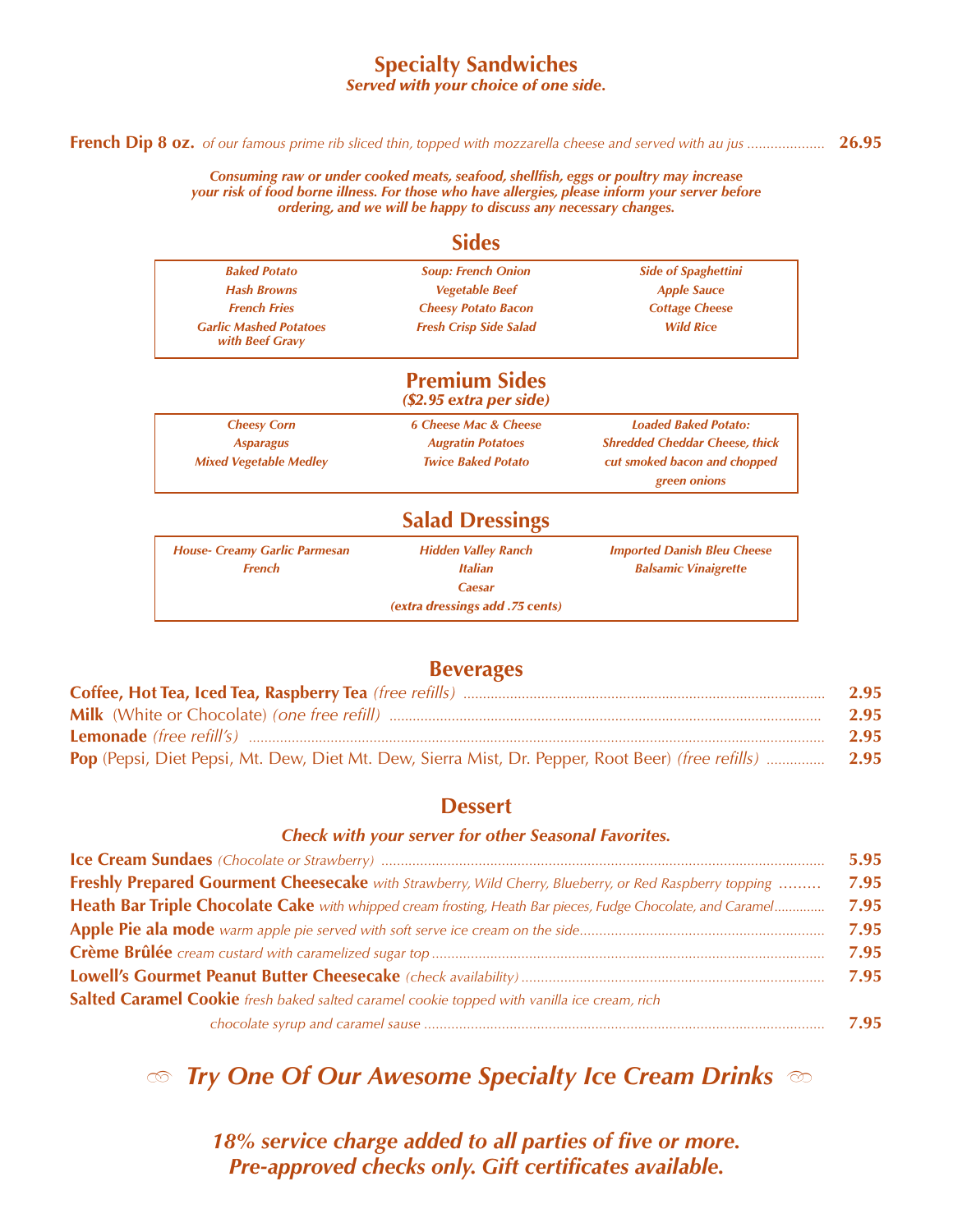## Specialty Sandwiches

***Served with your choice of one side.***

**French Dip 8 oz.** *of our famous prime rib sliced thin, topped with mozzarella cheese and served with au jus* .................... **26.95**

***Consuming raw or under cooked meats, seafood, shellfish, eggs or poultry may increase your risk of food borne illness. For those who have allergies, please inform your server before ordering, and we will be happy to discuss any necessary changes.***

## Sides

| | | |
|---|---|---|
| *Baked Potato* | *Soup: French Onion* | *Side of Spaghettini* |
| *Hash Browns* | *Vegetable Beef* | *Apple Sauce* |
| *French Fries* | *Cheesy Potato Bacon* | *Cottage Cheese* |
| *Garlic Mashed Potatoes with Beef Gravy* | *Fresh Crisp Side Salad* | *Wild Rice* |

## Premium Sides

***($2.95 extra per side)***

| | | |
|---|---|---|
| *Cheesy Corn* | *6 Cheese Mac & Cheese* | *Loaded Baked Potato: Shredded Cheddar Cheese, thick cut smoked bacon and chopped green onions* |
| *Asparagus* | *Augratin Potatoes* | |
| *Mixed Vegetable Medley* | *Twice Baked Potato* | |

## Salad Dressings

| | | |
|---|---|---|
| *House- Creamy Garlic Parmesan* | *Hidden Valley Ranch* | *Imported Danish Bleu Cheese* |
| *French* | *Italian* | *Balsamic Vinaigrette* |
| | *Caesar* | |
| | *(extra dressings add .75 cents)* | |

## Beverages

**Coffee, Hot Tea, Iced Tea, Raspberry Tea** *(free refills)* .......................... **2.95**

**Milk** (White or Chocolate) *(one free refill)* .......................... **2.95**

**Lemonade** *(free refill's)* .......................... **2.95**

**Pop** (Pepsi, Diet Pepsi, Mt. Dew, Diet Mt. Dew, Sierra Mist, Dr. Pepper, Root Beer) *(free refills)* .............. **2.95**

## Dessert

***Check with your server for other Seasonal Favorites.***

**Ice Cream Sundaes** *(Chocolate or Strawberry)* .......................... **5.95**

**Freshly Prepared Gourment Cheesecake** *with Strawberry, Wild Cherry, Blueberry, or Red Raspberry topping* ......... **7.95**

**Heath Bar Triple Chocolate Cake** *with whipped cream frosting, Heath Bar pieces, Fudge Chocolate, and Caramel*.............. **7.95**

**Apple Pie ala mode** *warm apple pie served with soft serve ice cream on the side*.......................... **7.95**

**Crème Brûlée** *cream custard with caramelized sugar top* .......................... **7.95**

**Lowell's Gourmet Peanut Butter Cheesecake** *(check availability)* .......................... **7.95**

**Salted Caramel Cookie** *fresh baked salted caramel cookie topped with vanilla ice cream, rich chocolate syrup and caramel sause* .......................... **7.95**

***Try One Of Our Awesome Specialty Ice Cream Drinks***

***18% service charge added to all parties of five or more.***
***Pre-approved checks only. Gift certificates available.***